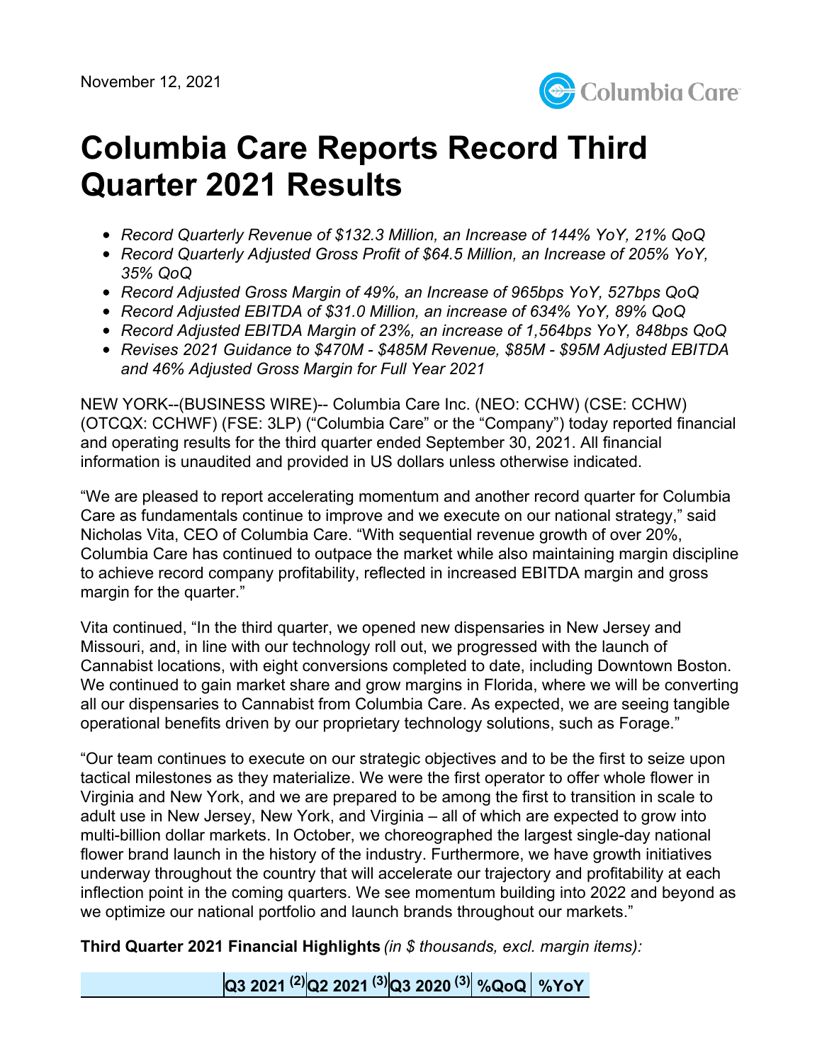November 12, 2021

# Columbia Care Reports Record Third Quarter 2021 Results

- *Record Quarterly Revenue of $132.3 Million, an Increase of 144% YoY, 21% QoQ*
- *Record Quarterly Adjusted Gross Profit of $64.5 Million, an Increase of 205% YoY, 35% QoQ*
- *Record Adjusted Gross Margin of 49%, an Increase of 965bps YoY, 527bps QoQ*
- *Record Adjusted EBITDA of $31.0 Million, an increase of 634% YoY, 89% QoQ*
- *Record Adjusted EBITDA Margin of 23%, an increase of 1,564bps YoY, 848bps QoQ*
- *Revises 2021 Guidance to $470M - $485M Revenue, $85M - $95M Adjusted EBITDA and 46% Adjusted Gross Margin for Full Year 2021*

NEW YORK--(BUSINESS WIRE)-- Columbia Care Inc. (NEO: CCHW) (CSE: CCHW) (OTCQX: CCHWF) (FSE: 3LP) ("Columbia Care" or the "Company") today reported financial and operating results for the third quarter ended September 30, 2021. All financial information is unaudited and provided in US dollars unless otherwise indicated.

"We are pleased to report accelerating momentum and another record quarter for Columbia Care as fundamentals continue to improve and we execute on our national strategy," said Nicholas Vita, CEO of Columbia Care. "With sequential revenue growth of over 20%, Columbia Care has continued to outpace the market while also maintaining margin discipline to achieve record company profitability, reflected in increased EBITDA margin and gross margin for the quarter."

Vita continued, "In the third quarter, we opened new dispensaries in New Jersey and Missouri, and, in line with our technology roll out, we progressed with the launch of Cannabist locations, with eight conversions completed to date, including Downtown Boston. We continued to gain market share and grow margins in Florida, where we will be converting all our dispensaries to Cannabist from Columbia Care. As expected, we are seeing tangible operational benefits driven by our proprietary technology solutions, such as Forage."

"Our team continues to execute on our strategic objectives and to be the first to seize upon tactical milestones as they materialize. We were the first operator to offer whole flower in Virginia and New York, and we are prepared to be among the first to transition in scale to adult use in New Jersey, New York, and Virginia – all of which are expected to grow into multi-billion dollar markets. In October, we choreographed the largest single-day national flower brand launch in the history of the industry. Furthermore, we have growth initiatives underway throughout the country that will accelerate our trajectory and profitability at each inflection point in the coming quarters. We see momentum building into 2022 and beyond as we optimize our national portfolio and launch brands throughout our markets."

**Third Quarter 2021 Financial Highlights** *(in $ thousands, excl. margin items):*

| | Q3 2021 [(2)] | Q2 2021 [(3)] | Q3 2020 [(3)] | %QoQ | %YoY |
|---|---|---|---|---|---|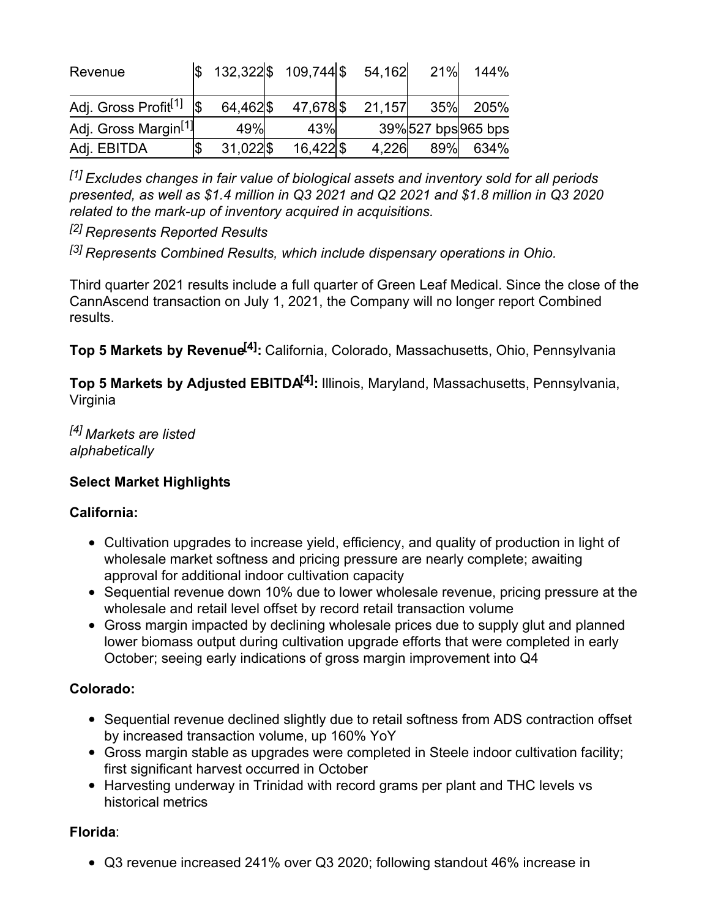| | | | | | |
|---|---|---|---|---|---|
| Revenue | $ 132,322 | $ 109,744 | $ 54,162 | 21% | 144% |
| Adj. Gross Profit[1] | $ 64,462 | $ 47,678 | $ 21,157 | 35% | 205% |
| Adj. Gross Margin[1] | 49% | 43% | 39% | 527 bps | 965 bps |
| Adj. EBITDA | $ 31,022 | $ 16,422 | $ 4,226 | 89% | 634% |

*[1] Excludes changes in fair value of biological assets and inventory sold for all periods presented, as well as $1.4 million in Q3 2021 and Q2 2021 and $1.8 million in Q3 2020 related to the mark-up of inventory acquired in acquisitions.*

*[2] Represents Reported Results*

*[3] Represents Combined Results, which include dispensary operations in Ohio.*

Third quarter 2021 results include a full quarter of Green Leaf Medical. Since the close of the CannAscend transaction on July 1, 2021, the Company will no longer report Combined results.

**Top 5 Markets by Revenue[4]:** California, Colorado, Massachusetts, Ohio, Pennsylvania

**Top 5 Markets by Adjusted EBITDA[4]:** Illinois, Maryland, Massachusetts, Pennsylvania, Virginia

*[4] Markets are listed alphabetically*

**Select Market Highlights**

**California:**

- Cultivation upgrades to increase yield, efficiency, and quality of production in light of wholesale market softness and pricing pressure are nearly complete; awaiting approval for additional indoor cultivation capacity
- Sequential revenue down 10% due to lower wholesale revenue, pricing pressure at the wholesale and retail level offset by record retail transaction volume
- Gross margin impacted by declining wholesale prices due to supply glut and planned lower biomass output during cultivation upgrade efforts that were completed in early October; seeing early indications of gross margin improvement into Q4

**Colorado:**

- Sequential revenue declined slightly due to retail softness from ADS contraction offset by increased transaction volume, up 160% YoY
- Gross margin stable as upgrades were completed in Steele indoor cultivation facility; first significant harvest occurred in October
- Harvesting underway in Trinidad with record grams per plant and THC levels vs historical metrics

**Florida**:

- Q3 revenue increased 241% over Q3 2020; following standout 46% increase in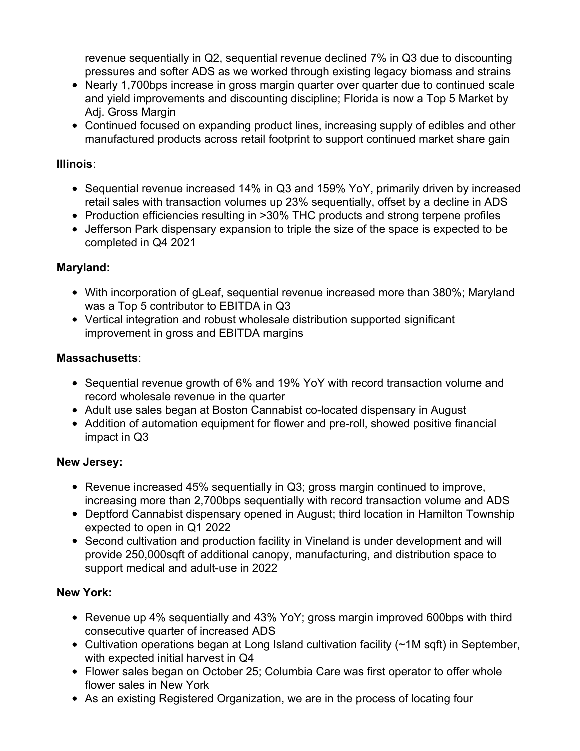revenue sequentially in Q2, sequential revenue declined 7% in Q3 due to discounting pressures and softer ADS as we worked through existing legacy biomass and strains

- Nearly 1,700bps increase in gross margin quarter over quarter due to continued scale and yield improvements and discounting discipline; Florida is now a Top 5 Market by Adj. Gross Margin
- Continued focused on expanding product lines, increasing supply of edibles and other manufactured products across retail footprint to support continued market share gain

**Illinois**:

- Sequential revenue increased 14% in Q3 and 159% YoY, primarily driven by increased retail sales with transaction volumes up 23% sequentially, offset by a decline in ADS
- Production efficiencies resulting in >30% THC products and strong terpene profiles
- Jefferson Park dispensary expansion to triple the size of the space is expected to be completed in Q4 2021

**Maryland:**

- With incorporation of gLeaf, sequential revenue increased more than 380%; Maryland was a Top 5 contributor to EBITDA in Q3
- Vertical integration and robust wholesale distribution supported significant improvement in gross and EBITDA margins

**Massachusetts**:

- Sequential revenue growth of 6% and 19% YoY with record transaction volume and record wholesale revenue in the quarter
- Adult use sales began at Boston Cannabist co-located dispensary in August
- Addition of automation equipment for flower and pre-roll, showed positive financial impact in Q3

**New Jersey:**

- Revenue increased 45% sequentially in Q3; gross margin continued to improve, increasing more than 2,700bps sequentially with record transaction volume and ADS
- Deptford Cannabist dispensary opened in August; third location in Hamilton Township expected to open in Q1 2022
- Second cultivation and production facility in Vineland is under development and will provide 250,000sqft of additional canopy, manufacturing, and distribution space to support medical and adult-use in 2022

**New York:**

- Revenue up 4% sequentially and 43% YoY; gross margin improved 600bps with third consecutive quarter of increased ADS
- Cultivation operations began at Long Island cultivation facility (~1M sqft) in September, with expected initial harvest in Q4
- Flower sales began on October 25; Columbia Care was first operator to offer whole flower sales in New York
- As an existing Registered Organization, we are in the process of locating four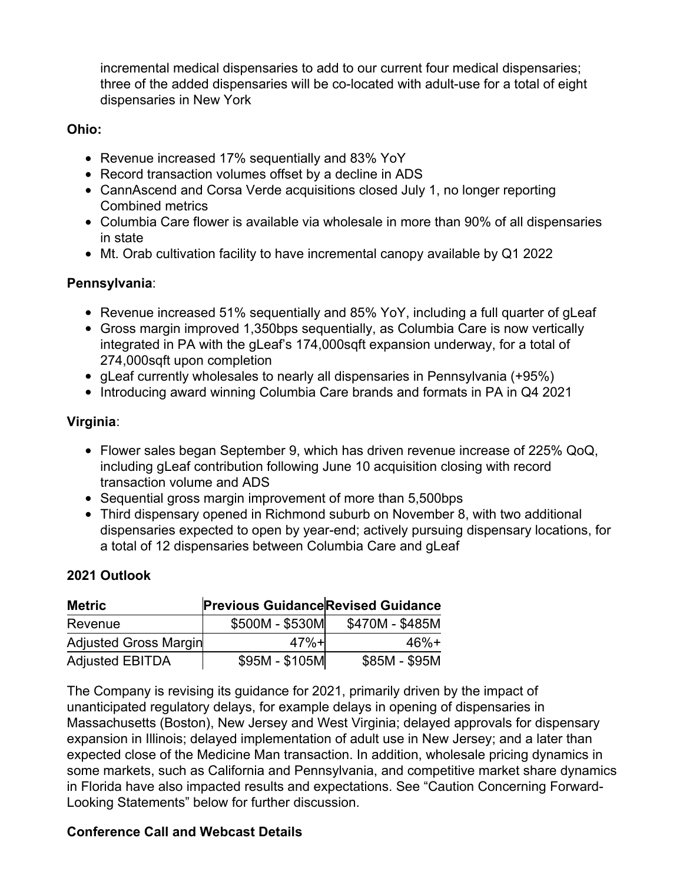incremental medical dispensaries to add to our current four medical dispensaries; three of the added dispensaries will be co-located with adult-use for a total of eight dispensaries in New York

**Ohio:**

- Revenue increased 17% sequentially and 83% YoY
- Record transaction volumes offset by a decline in ADS
- CannAscend and Corsa Verde acquisitions closed July 1, no longer reporting Combined metrics
- Columbia Care flower is available via wholesale in more than 90% of all dispensaries in state
- Mt. Orab cultivation facility to have incremental canopy available by Q1 2022

**Pennsylvania**:

- Revenue increased 51% sequentially and 85% YoY, including a full quarter of gLeaf
- Gross margin improved 1,350bps sequentially, as Columbia Care is now vertically integrated in PA with the gLeaf's 174,000sqft expansion underway, for a total of 274,000sqft upon completion
- gLeaf currently wholesales to nearly all dispensaries in Pennsylvania (+95%)
- Introducing award winning Columbia Care brands and formats in PA in Q4 2021

**Virginia**:

- Flower sales began September 9, which has driven revenue increase of 225% QoQ, including gLeaf contribution following June 10 acquisition closing with record transaction volume and ADS
- Sequential gross margin improvement of more than 5,500bps
- Third dispensary opened in Richmond suburb on November 8, with two additional dispensaries expected to open by year-end; actively pursuing dispensary locations, for a total of 12 dispensaries between Columbia Care and gLeaf

**2021 Outlook**

| Metric | Previous Guidance | Revised Guidance |
|---|---|---|
| Revenue | \$500M - \$530M | \$470M - \$485M |
| Adjusted Gross Margin | 47%+ | 46%+ |
| Adjusted EBITDA | \$95M - \$105M | \$85M - \$95M |

The Company is revising its guidance for 2021, primarily driven by the impact of unanticipated regulatory delays, for example delays in opening of dispensaries in Massachusetts (Boston), New Jersey and West Virginia; delayed approvals for dispensary expansion in Illinois; delayed implementation of adult use in New Jersey; and a later than expected close of the Medicine Man transaction. In addition, wholesale pricing dynamics in some markets, such as California and Pennsylvania, and competitive market share dynamics in Florida have also impacted results and expectations. See "Caution Concerning Forward-Looking Statements" below for further discussion.

**Conference Call and Webcast Details**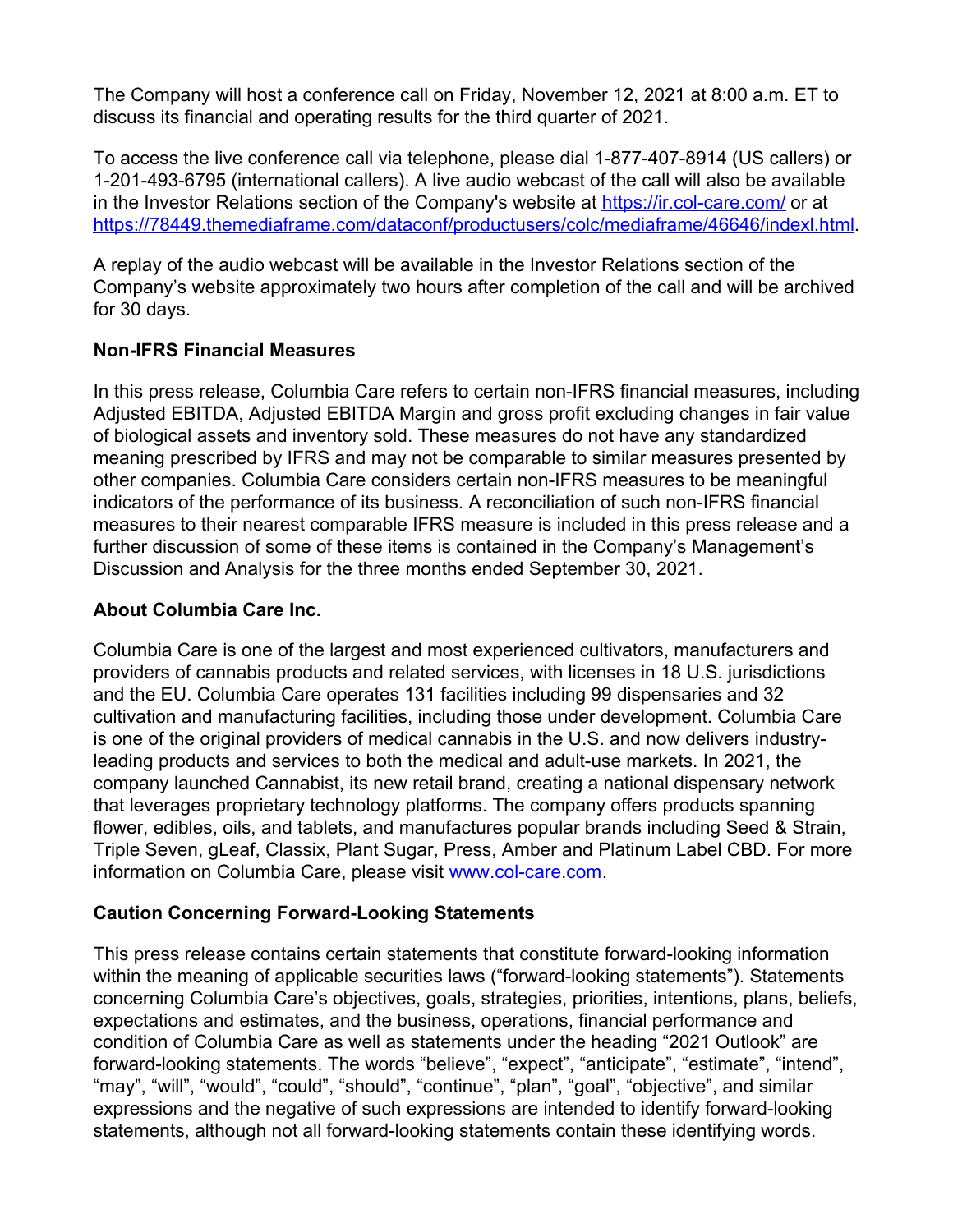The Company will host a conference call on Friday, November 12, 2021 at 8:00 a.m. ET to discuss its financial and operating results for the third quarter of 2021.

To access the live conference call via telephone, please dial 1-877-407-8914 (US callers) or 1-201-493-6795 (international callers). A live audio webcast of the call will also be available in the Investor Relations section of the Company's website at [https://ir.col-care.com/](https://ir.col-care.com/) or at [https://78449.themediaframe.com/dataconf/productusers/colc/mediaframe/46646/indexl.html](https://78449.themediaframe.com/dataconf/productusers/colc/mediaframe/46646/indexl.html).

A replay of the audio webcast will be available in the Investor Relations section of the Company's website approximately two hours after completion of the call and will be archived for 30 days.

**Non-IFRS Financial Measures**

In this press release, Columbia Care refers to certain non-IFRS financial measures, including Adjusted EBITDA, Adjusted EBITDA Margin and gross profit excluding changes in fair value of biological assets and inventory sold. These measures do not have any standardized meaning prescribed by IFRS and may not be comparable to similar measures presented by other companies. Columbia Care considers certain non-IFRS measures to be meaningful indicators of the performance of its business. A reconciliation of such non-IFRS financial measures to their nearest comparable IFRS measure is included in this press release and a further discussion of some of these items is contained in the Company's Management's Discussion and Analysis for the three months ended September 30, 2021.

**About Columbia Care Inc.**

Columbia Care is one of the largest and most experienced cultivators, manufacturers and providers of cannabis products and related services, with licenses in 18 U.S. jurisdictions and the EU. Columbia Care operates 131 facilities including 99 dispensaries and 32 cultivation and manufacturing facilities, including those under development. Columbia Care is one of the original providers of medical cannabis in the U.S. and now delivers industry-leading products and services to both the medical and adult-use markets. In 2021, the company launched Cannabist, its new retail brand, creating a national dispensary network that leverages proprietary technology platforms. The company offers products spanning flower, edibles, oils, and tablets, and manufactures popular brands including Seed & Strain, Triple Seven, gLeaf, Classix, Plant Sugar, Press, Amber and Platinum Label CBD. For more information on Columbia Care, please visit [www.col-care.com](www.col-care.com).

**Caution Concerning Forward-Looking Statements**

This press release contains certain statements that constitute forward-looking information within the meaning of applicable securities laws ("forward-looking statements"). Statements concerning Columbia Care's objectives, goals, strategies, priorities, intentions, plans, beliefs, expectations and estimates, and the business, operations, financial performance and condition of Columbia Care as well as statements under the heading "2021 Outlook" are forward-looking statements. The words "believe", "expect", "anticipate", "estimate", "intend", "may", "will", "would", "could", "should", "continue", "plan", "goal", "objective", and similar expressions and the negative of such expressions are intended to identify forward-looking statements, although not all forward-looking statements contain these identifying words.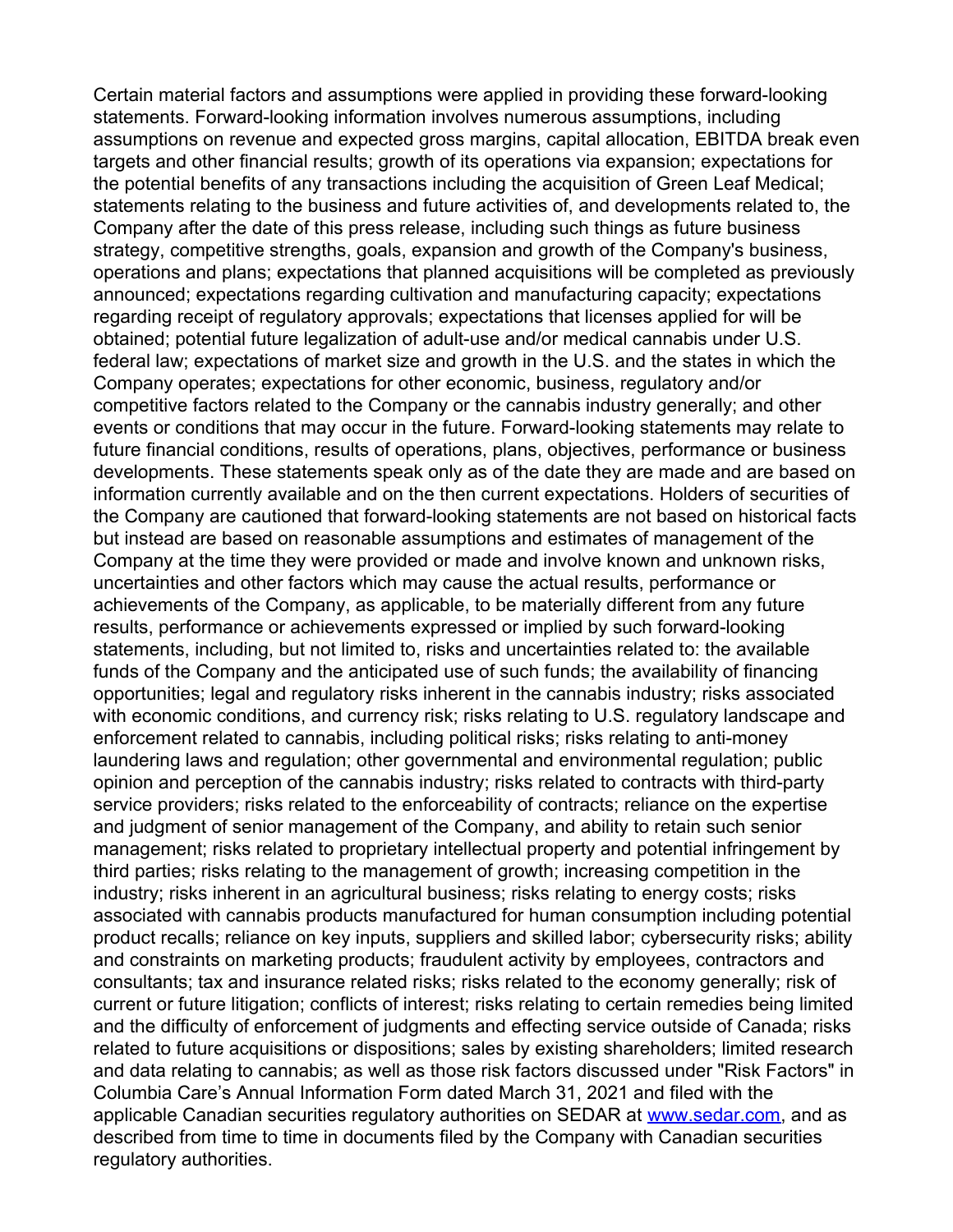Certain material factors and assumptions were applied in providing these forward-looking statements. Forward-looking information involves numerous assumptions, including assumptions on revenue and expected gross margins, capital allocation, EBITDA break even targets and other financial results; growth of its operations via expansion; expectations for the potential benefits of any transactions including the acquisition of Green Leaf Medical; statements relating to the business and future activities of, and developments related to, the Company after the date of this press release, including such things as future business strategy, competitive strengths, goals, expansion and growth of the Company's business, operations and plans; expectations that planned acquisitions will be completed as previously announced; expectations regarding cultivation and manufacturing capacity; expectations regarding receipt of regulatory approvals; expectations that licenses applied for will be obtained; potential future legalization of adult-use and/or medical cannabis under U.S. federal law; expectations of market size and growth in the U.S. and the states in which the Company operates; expectations for other economic, business, regulatory and/or competitive factors related to the Company or the cannabis industry generally; and other events or conditions that may occur in the future. Forward-looking statements may relate to future financial conditions, results of operations, plans, objectives, performance or business developments. These statements speak only as of the date they are made and are based on information currently available and on the then current expectations. Holders of securities of the Company are cautioned that forward-looking statements are not based on historical facts but instead are based on reasonable assumptions and estimates of management of the Company at the time they were provided or made and involve known and unknown risks, uncertainties and other factors which may cause the actual results, performance or achievements of the Company, as applicable, to be materially different from any future results, performance or achievements expressed or implied by such forward-looking statements, including, but not limited to, risks and uncertainties related to: the available funds of the Company and the anticipated use of such funds; the availability of financing opportunities; legal and regulatory risks inherent in the cannabis industry; risks associated with economic conditions, and currency risk; risks relating to U.S. regulatory landscape and enforcement related to cannabis, including political risks; risks relating to anti-money laundering laws and regulation; other governmental and environmental regulation; public opinion and perception of the cannabis industry; risks related to contracts with third-party service providers; risks related to the enforceability of contracts; reliance on the expertise and judgment of senior management of the Company, and ability to retain such senior management; risks related to proprietary intellectual property and potential infringement by third parties; risks relating to the management of growth; increasing competition in the industry; risks inherent in an agricultural business; risks relating to energy costs; risks associated with cannabis products manufactured for human consumption including potential product recalls; reliance on key inputs, suppliers and skilled labor; cybersecurity risks; ability and constraints on marketing products; fraudulent activity by employees, contractors and consultants; tax and insurance related risks; risks related to the economy generally; risk of current or future litigation; conflicts of interest; risks relating to certain remedies being limited and the difficulty of enforcement of judgments and effecting service outside of Canada; risks related to future acquisitions or dispositions; sales by existing shareholders; limited research and data relating to cannabis; as well as those risk factors discussed under "Risk Factors" in Columbia Care's Annual Information Form dated March 31, 2021 and filed with the applicable Canadian securities regulatory authorities on SEDAR at [www.sedar.com](http://www.sedar.com), and as described from time to time in documents filed by the Company with Canadian securities regulatory authorities.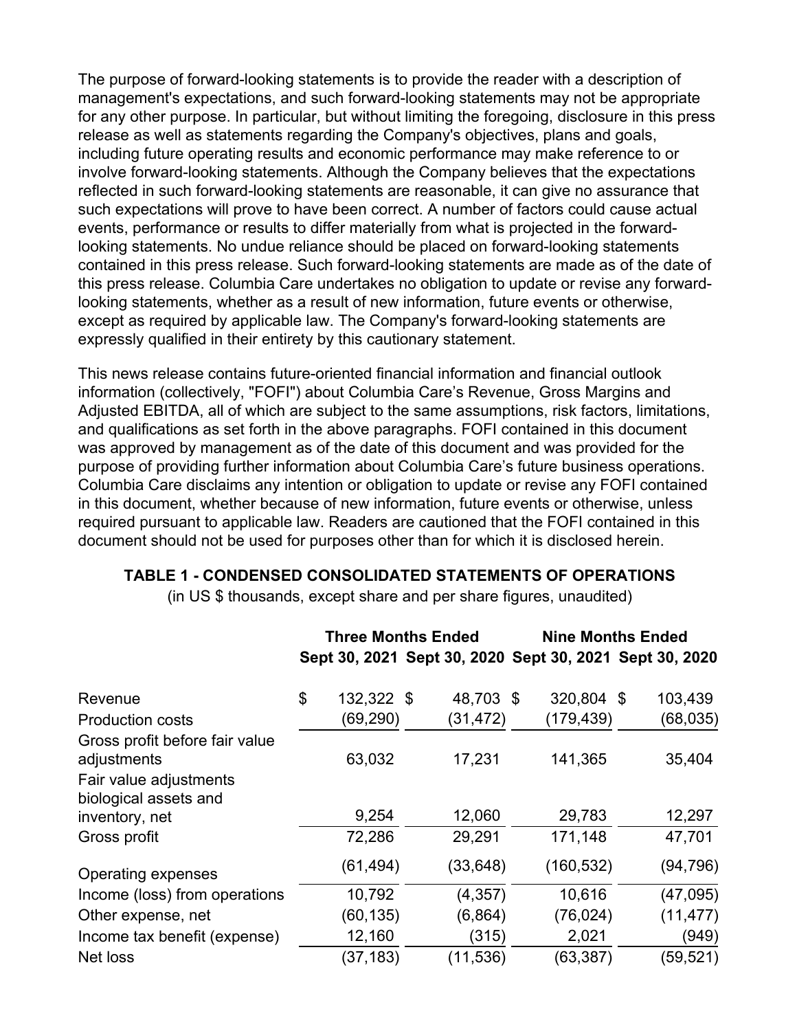The purpose of forward-looking statements is to provide the reader with a description of management's expectations, and such forward-looking statements may not be appropriate for any other purpose. In particular, but without limiting the foregoing, disclosure in this press release as well as statements regarding the Company's objectives, plans and goals, including future operating results and economic performance may make reference to or involve forward-looking statements. Although the Company believes that the expectations reflected in such forward-looking statements are reasonable, it can give no assurance that such expectations will prove to have been correct. A number of factors could cause actual events, performance or results to differ materially from what is projected in the forward-looking statements. No undue reliance should be placed on forward-looking statements contained in this press release. Such forward-looking statements are made as of the date of this press release. Columbia Care undertakes no obligation to update or revise any forward-looking statements, whether as a result of new information, future events or otherwise, except as required by applicable law. The Company's forward-looking statements are expressly qualified in their entirety by this cautionary statement.

This news release contains future-oriented financial information and financial outlook information (collectively, "FOFI") about Columbia Care's Revenue, Gross Margins and Adjusted EBITDA, all of which are subject to the same assumptions, risk factors, limitations, and qualifications as set forth in the above paragraphs. FOFI contained in this document was approved by management as of the date of this document and was provided for the purpose of providing further information about Columbia Care's future business operations. Columbia Care disclaims any intention or obligation to update or revise any FOFI contained in this document, whether because of new information, future events or otherwise, unless required pursuant to applicable law. Readers are cautioned that the FOFI contained in this document should not be used for purposes other than for which it is disclosed herein.

**TABLE 1 - CONDENSED CONSOLIDATED STATEMENTS OF OPERATIONS**

(in US $ thousands, except share and per share figures, unaudited)

| | Three Months Ended | | Nine Months Ended | |
|---|---|---|---|---|
| | Sept 30, 2021 | Sept 30, 2020 | Sept 30, 2021 | Sept 30, 2020 |
| Revenue | $ 132,322 | $ 48,703 | $ 320,804 | $ 103,439 |
| Production costs | (69,290) | (31,472) | (179,439) | (68,035) |
| Gross profit before fair value adjustments | 63,032 | 17,231 | 141,365 | 35,404 |
| Fair value adjustments biological assets and inventory, net | 9,254 | 12,060 | 29,783 | 12,297 |
| Gross profit | 72,286 | 29,291 | 171,148 | 47,701 |
| Operating expenses | (61,494) | (33,648) | (160,532) | (94,796) |
| Income (loss) from operations | 10,792 | (4,357) | 10,616 | (47,095) |
| Other expense, net | (60,135) | (6,864) | (76,024) | (11,477) |
| Income tax benefit (expense) | 12,160 | (315) | 2,021 | (949) |
| Net loss | (37,183) | (11,536) | (63,387) | (59,521) |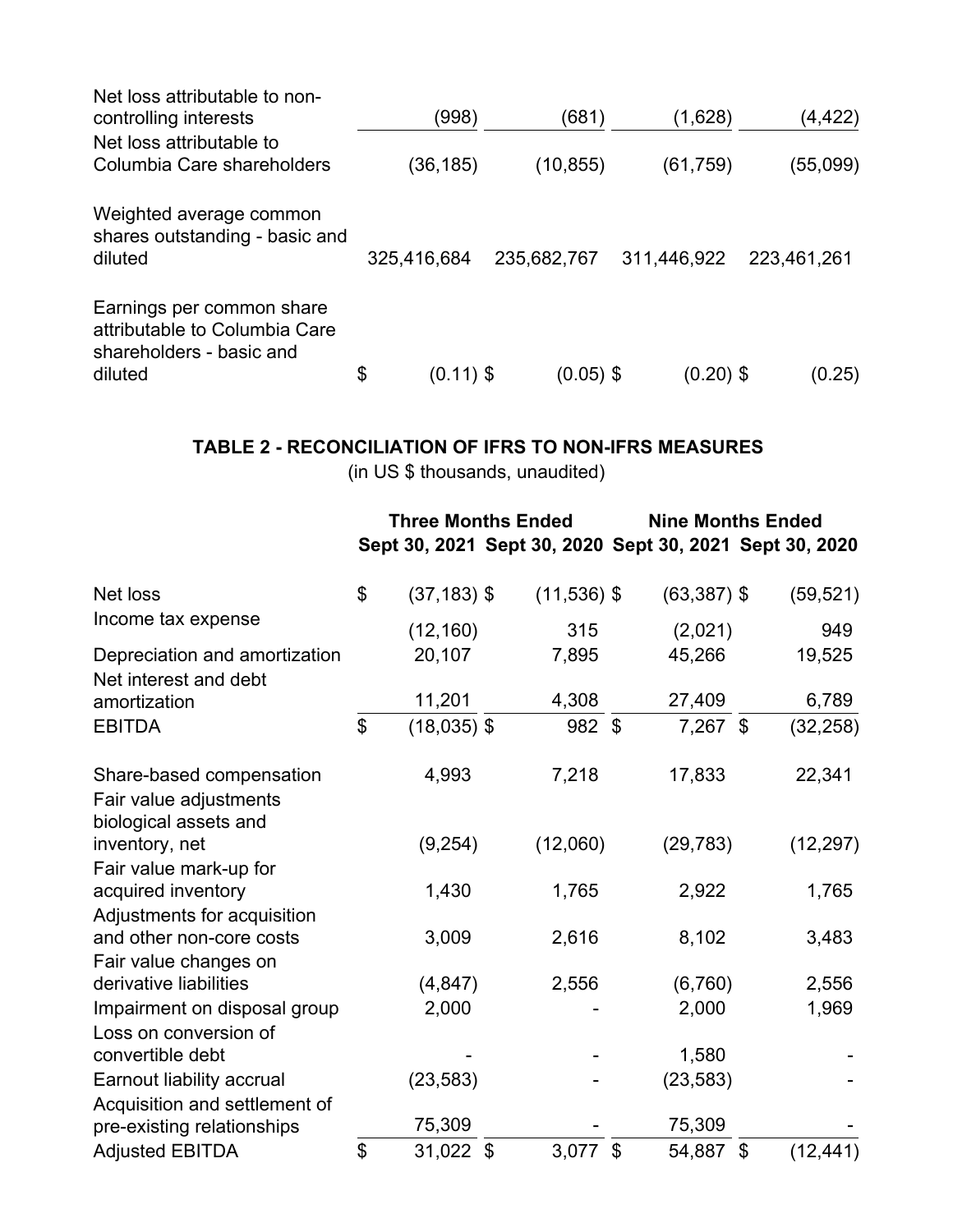| | | | | |
|---|---|---|---|---|
| Net loss attributable to non-controlling interests | (998) | (681) | (1,628) | (4,422) |
| Net loss attributable to Columbia Care shareholders | (36,185) | (10,855) | (61,759) | (55,099) |
| Weighted average common shares outstanding - basic and diluted | 325,416,684 | 235,682,767 | 311,446,922 | 223,461,261 |
| Earnings per common share attributable to Columbia Care shareholders - basic and diluted | $ (0.11) | $ (0.05) | $ (0.20) | $ (0.25) |

**TABLE 2 - RECONCILIATION OF IFRS TO NON-IFRS MEASURES**

(in US $ thousands, unaudited)

| | Three Months Ended | | Nine Months Ended | |
|---|---|---|---|---|
| | Sept 30, 2021 | Sept 30, 2020 | Sept 30, 2021 | Sept 30, 2020 |
| Net loss | $ (37,183) | $ (11,536) | $ (63,387) | $ (59,521) |
| Income tax expense | (12,160) | 315 | (2,021) | 949 |
| Depreciation and amortization | 20,107 | 7,895 | 45,266 | 19,525 |
| Net interest and debt amortization | 11,201 | 4,308 | 27,409 | 6,789 |
| EBITDA | $ (18,035) | $ 982 | $ 7,267 | $ (32,258) |
| Share-based compensation | 4,993 | 7,218 | 17,833 | 22,341 |
| Fair value adjustments biological assets and inventory, net | (9,254) | (12,060) | (29,783) | (12,297) |
| Fair value mark-up for acquired inventory | 1,430 | 1,765 | 2,922 | 1,765 |
| Adjustments for acquisition and other non-core costs | 3,009 | 2,616 | 8,102 | 3,483 |
| Fair value changes on derivative liabilities | (4,847) | 2,556 | (6,760) | 2,556 |
| Impairment on disposal group | 2,000 | - | 2,000 | 1,969 |
| Loss on conversion of convertible debt | - | - | 1,580 | - |
| Earnout liability accrual | (23,583) | - | (23,583) | - |
| Acquisition and settlement of pre-existing relationships | 75,309 | - | 75,309 | - |
| Adjusted EBITDA | $ 31,022 | $ 3,077 | $ 54,887 | $ (12,441) |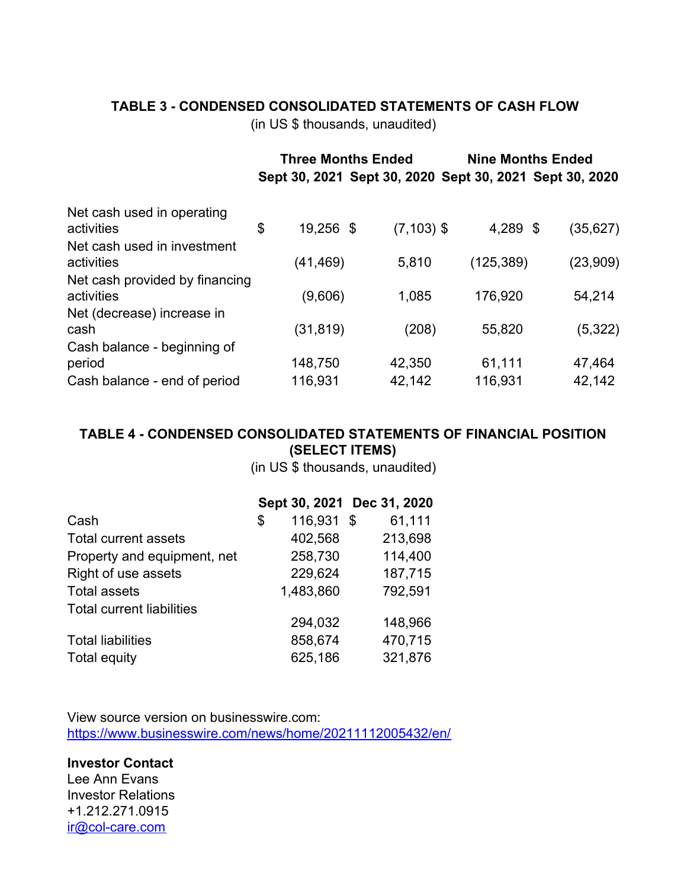### TABLE 3 - CONDENSED CONSOLIDATED STATEMENTS OF CASH FLOW

(in US $ thousands, unaudited)

| | Three Months Ended | | Nine Months Ended | |
|---|---|---|---|---|
| | Sept 30, 2021 | Sept 30, 2020 | Sept 30, 2021 | Sept 30, 2020 |
| Net cash used in operating activities | $ 19,256 | $ (7,103) | $ 4,289 | $ (35,627) |
| Net cash used in investment activities | (41,469) | 5,810 | (125,389) | (23,909) |
| Net cash provided by financing activities | (9,606) | 1,085 | 176,920 | 54,214 |
| Net (decrease) increase in cash | (31,819) | (208) | 55,820 | (5,322) |
| Cash balance - beginning of period | 148,750 | 42,350 | 61,111 | 47,464 |
| Cash balance - end of period | 116,931 | 42,142 | 116,931 | 42,142 |

### TABLE 4 - CONDENSED CONSOLIDATED STATEMENTS OF FINANCIAL POSITION (SELECT ITEMS)

(in US $ thousands, unaudited)

| | Sept 30, 2021 | Dec 31, 2020 |
|---|---|---|
| Cash | $ 116,931 | $ 61,111 |
| Total current assets | 402,568 | 213,698 |
| Property and equipment, net | 258,730 | 114,400 |
| Right of use assets | 229,624 | 187,715 |
| Total assets | 1,483,860 | 792,591 |
| Total current liabilities | 294,032 | 148,966 |
| Total liabilities | 858,674 | 470,715 |
| Total equity | 625,186 | 321,876 |

View source version on businesswire.com: https://www.businesswire.com/news/home/20211112005432/en/

**Investor Contact**
Lee Ann Evans
Investor Relations
+1.212.271.0915
ir@col-care.com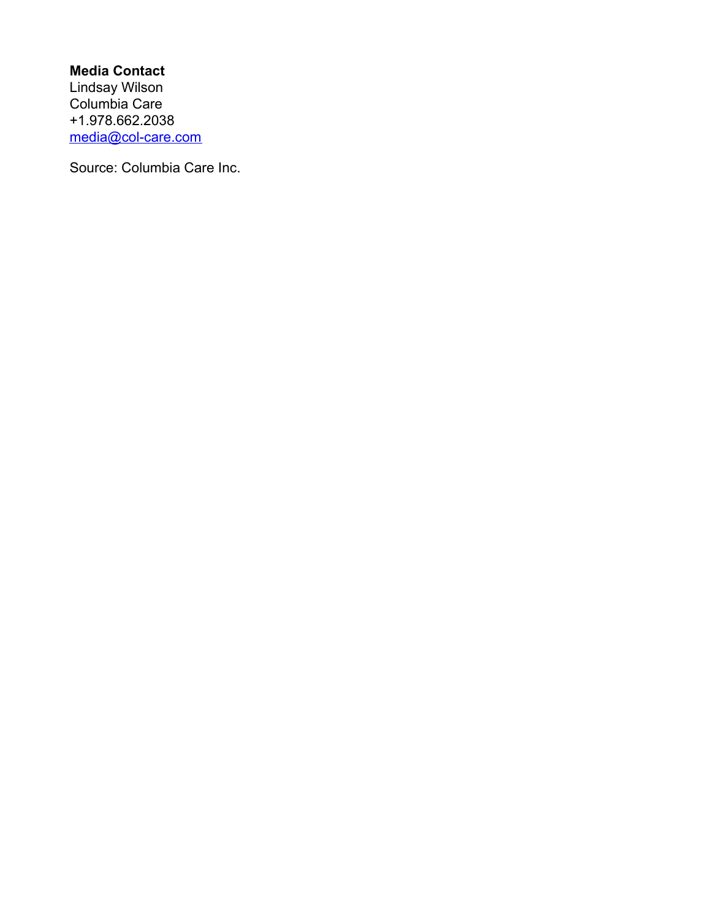**Media Contact**
Lindsay Wilson
Columbia Care
+1.978.662.2038
media@col-care.com

Source: Columbia Care Inc.